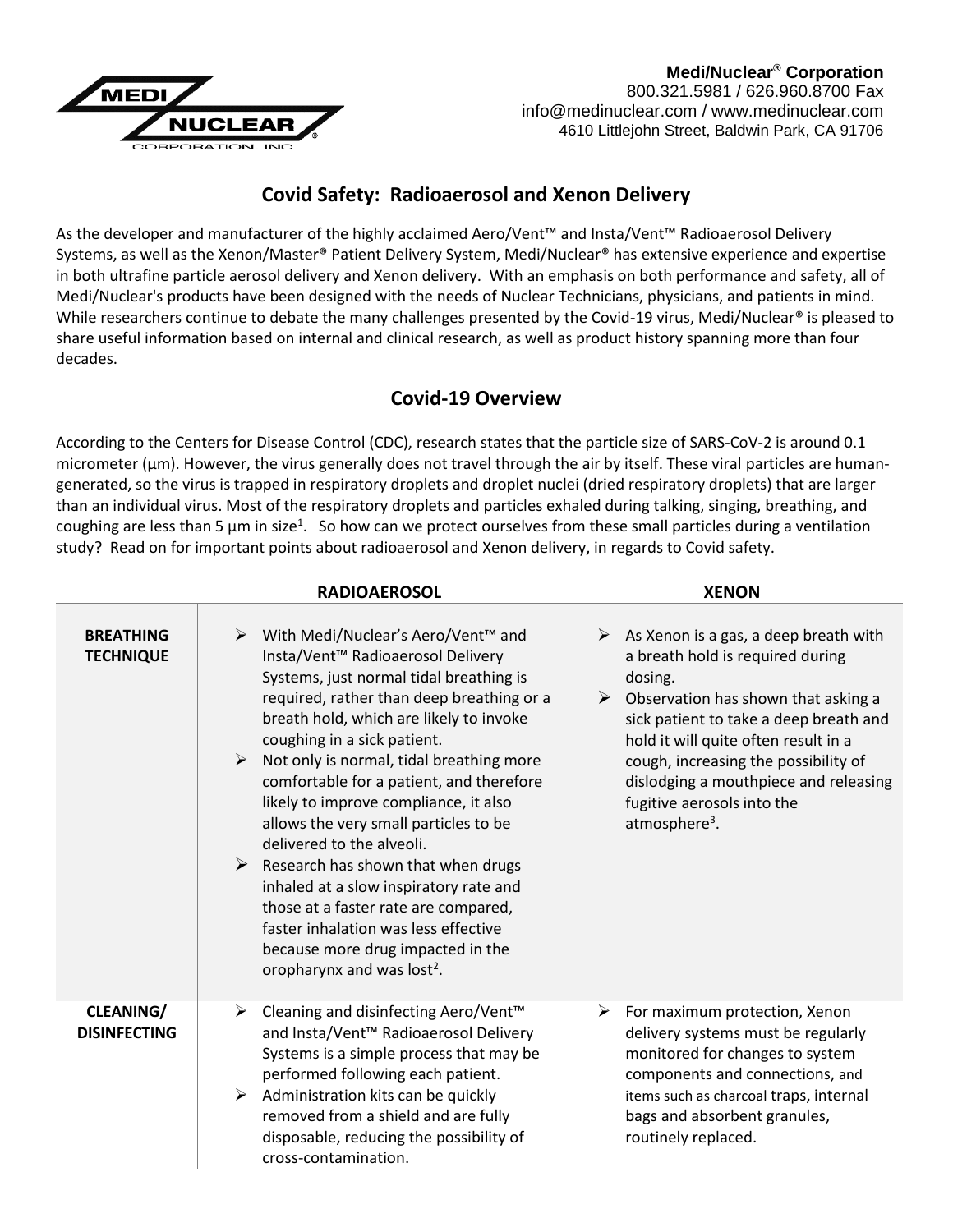**Medi/Nuclear® Corporation**
800.321.5981 / 626.960.8700 Fax
info@medinuclear.com / www.medinuclear.com
4610 Littlejohn Street, Baldwin Park, CA 91706

## Covid Safety: Radioaerosol and Xenon Delivery

As the developer and manufacturer of the highly acclaimed Aero/Vent™ and Insta/Vent™ Radioaerosol Delivery Systems, as well as the Xenon/Master® Patient Delivery System, Medi/Nuclear® has extensive experience and expertise in both ultrafine particle aerosol delivery and Xenon delivery. With an emphasis on both performance and safety, all of Medi/Nuclear's products have been designed with the needs of Nuclear Technicians, physicians, and patients in mind. While researchers continue to debate the many challenges presented by the Covid-19 virus, Medi/Nuclear® is pleased to share useful information based on internal and clinical research, as well as product history spanning more than four decades.

## Covid-19 Overview

According to the Centers for Disease Control (CDC), research states that the particle size of SARS-CoV-2 is around 0.1 micrometer (µm). However, the virus generally does not travel through the air by itself. These viral particles are human-generated, so the virus is trapped in respiratory droplets and droplet nuclei (dried respiratory droplets) that are larger than an individual virus. Most of the respiratory droplets and particles exhaled during talking, singing, breathing, and coughing are less than 5 µm in size[1]. So how can we protect ourselves from these small particles during a ventilation study? Read on for important points about radioaerosol and Xenon delivery, in regards to Covid safety.

| | RADIOAEROSOL | XENON |
|---|---|---|
| **BREATHING TECHNIQUE** | ➢ With Medi/Nuclear's Aero/Vent™ and Insta/Vent™ Radioaerosol Delivery Systems, just normal tidal breathing is required, rather than deep breathing or a breath hold, which are likely to invoke coughing in a sick patient.<br>➢ Not only is normal, tidal breathing more comfortable for a patient, and therefore likely to improve compliance, it also allows the very small particles to be delivered to the alveoli.<br>➢ Research has shown that when drugs inhaled at a slow inspiratory rate and those at a faster rate are compared, faster inhalation was less effective because more drug impacted in the oropharynx and was lost[2]. | ➢ As Xenon is a gas, a deep breath with a breath hold is required during dosing.<br>➢ Observation has shown that asking a sick patient to take a deep breath and hold it will quite often result in a cough, increasing the possibility of dislodging a mouthpiece and releasing fugitive aerosols into the atmosphere[3]. |
| **CLEANING/ DISINFECTING** | ➢ Cleaning and disinfecting Aero/Vent™ and Insta/Vent™ Radioaerosol Delivery Systems is a simple process that may be performed following each patient.<br>➢ Administration kits can be quickly removed from a shield and are fully disposable, reducing the possibility of cross-contamination. | ➢ For maximum protection, Xenon delivery systems must be regularly monitored for changes to system components and connections, and items such as charcoal traps, internal bags and absorbent granules, routinely replaced. |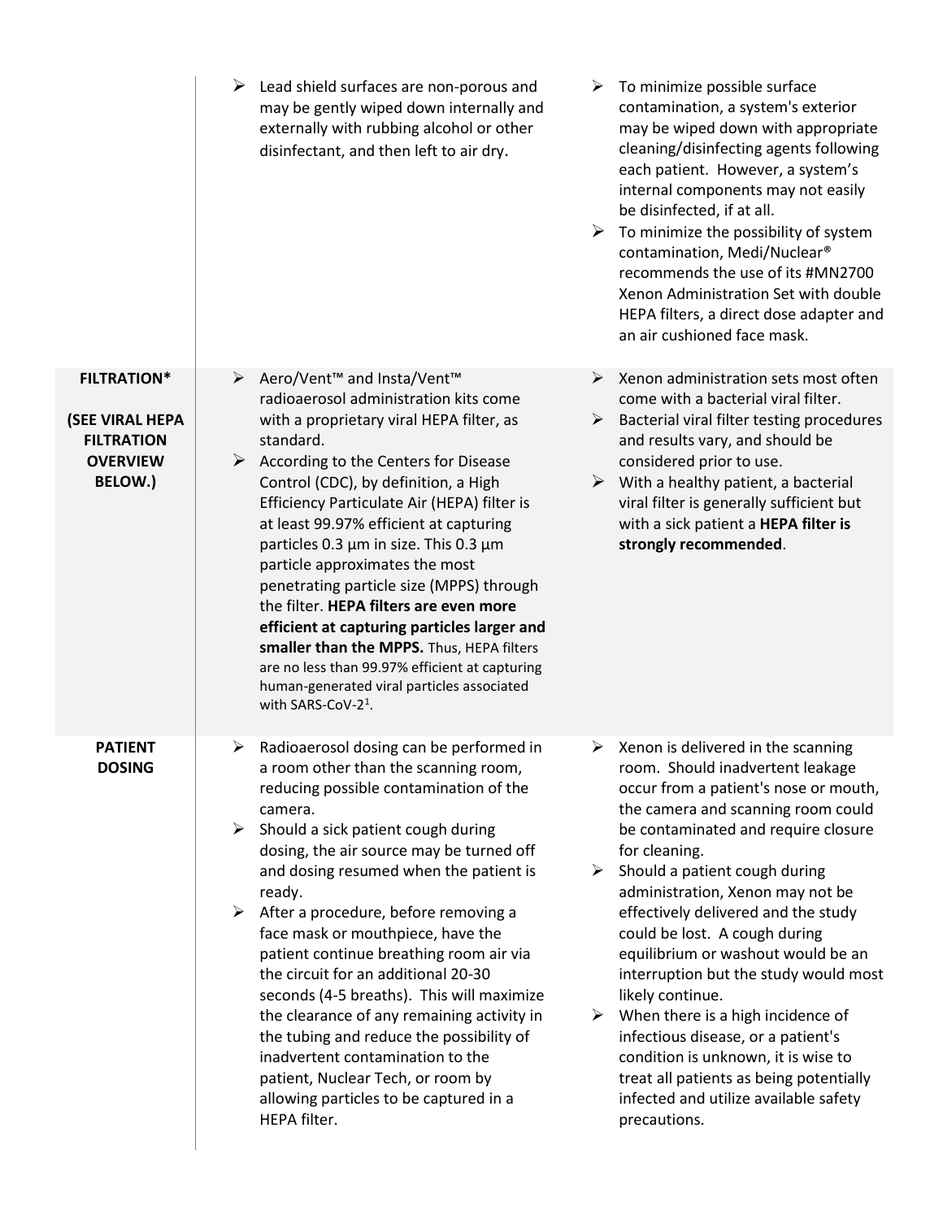| | | |
|---|---|---|
| | ➢ Lead shield surfaces are non-porous and may be gently wiped down internally and externally with rubbing alcohol or other disinfectant, and then left to air dry. | ➢ To minimize possible surface contamination, a system's exterior may be wiped down with appropriate cleaning/disinfecting agents following each patient. However, a system's internal components may not easily be disinfected, if at all.<br>➢ To minimize the possibility of system contamination, Medi/Nuclear® recommends the use of its #MN2700 Xenon Administration Set with double HEPA filters, a direct dose adapter and an air cushioned face mask. |
| **FILTRATION***<br><br>**(SEE VIRAL HEPA FILTRATION OVERVIEW BELOW.)** | ➢ Aero/Vent™ and Insta/Vent™ radioaerosol administration kits come with a proprietary viral HEPA filter, as standard.<br>➢ According to the Centers for Disease Control (CDC), by definition, a High Efficiency Particulate Air (HEPA) filter is at least 99.97% efficient at capturing particles 0.3 µm in size. This 0.3 µm particle approximates the most penetrating particle size (MPPS) through the filter. **HEPA filters are even more efficient at capturing particles larger and smaller than the MPPS.** Thus, HEPA filters are no less than 99.97% efficient at capturing human-generated viral particles associated with SARS-CoV-2[1]. | ➢ Xenon administration sets most often come with a bacterial viral filter.<br>➢ Bacterial viral filter testing procedures and results vary, and should be considered prior to use.<br>➢ With a healthy patient, a bacterial viral filter is generally sufficient but with a sick patient a **HEPA filter is strongly recommended**. |
| **PATIENT DOSING** | ➢ Radioaerosol dosing can be performed in a room other than the scanning room, reducing possible contamination of the camera.<br>➢ Should a sick patient cough during dosing, the air source may be turned off and dosing resumed when the patient is ready.<br>➢ After a procedure, before removing a face mask or mouthpiece, have the patient continue breathing room air via the circuit for an additional 20-30 seconds (4-5 breaths). This will maximize the clearance of any remaining activity in the tubing and reduce the possibility of inadvertent contamination to the patient, Nuclear Tech, or room by allowing particles to be captured in a HEPA filter. | ➢ Xenon is delivered in the scanning room. Should inadvertent leakage occur from a patient's nose or mouth, the camera and scanning room could be contaminated and require closure for cleaning.<br>➢ Should a patient cough during administration, Xenon may not be effectively delivered and the study could be lost. A cough during equilibrium or washout would be an interruption but the study would most likely continue.<br>➢ When there is a high incidence of infectious disease, or a patient's condition is unknown, it is wise to treat all patients as being potentially infected and utilize available safety precautions. |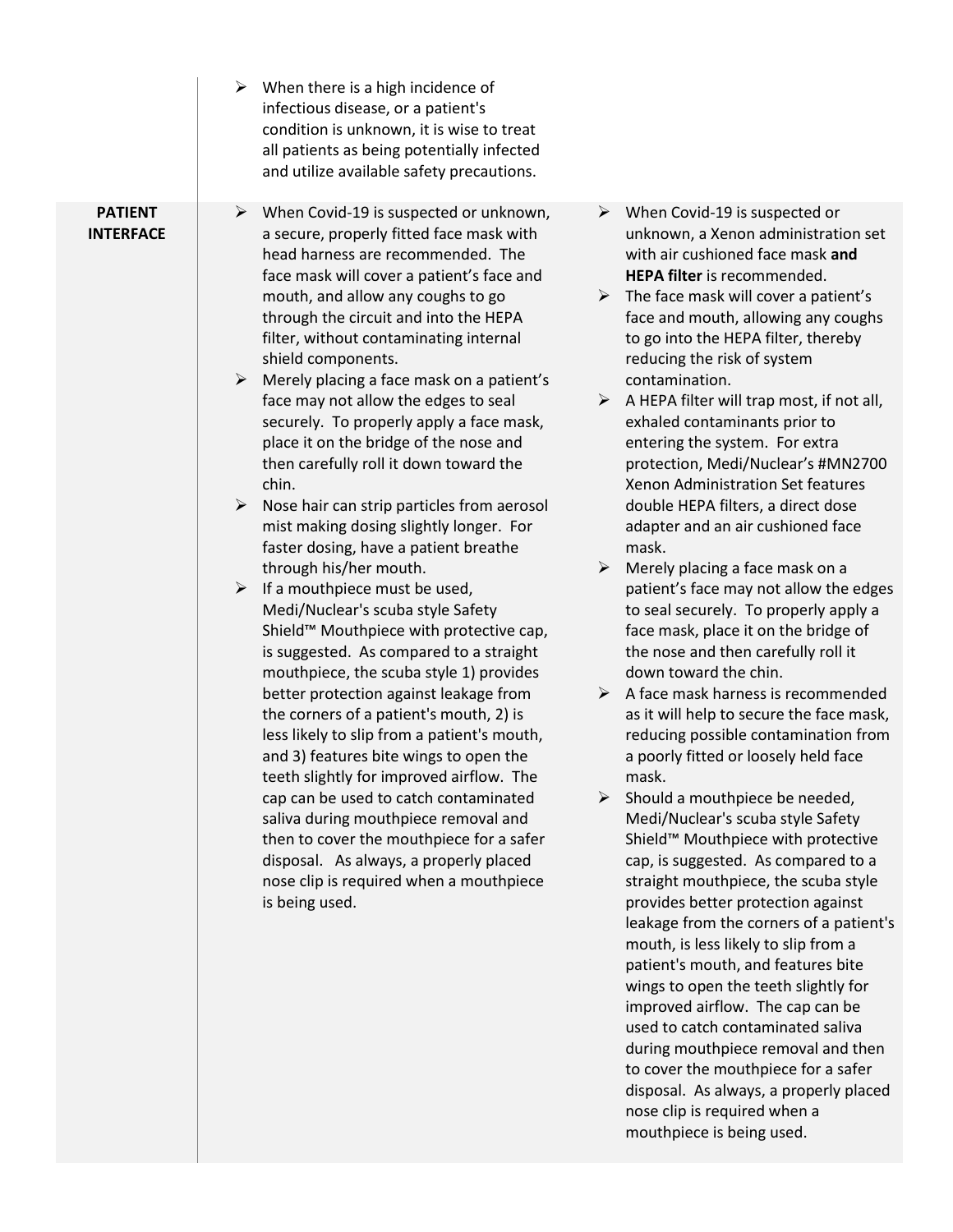| | | |
|---|---|---|
| | ➢ When there is a high incidence of infectious disease, or a patient's condition is unknown, it is wise to treat all patients as being potentially infected and utilize available safety precautions. | |
| **PATIENT INTERFACE** | ➢ When Covid-19 is suspected or unknown, a secure, properly fitted face mask with head harness are recommended. The face mask will cover a patient's face and mouth, and allow any coughs to go through the circuit and into the HEPA filter, without contaminating internal shield components.<br>➢ Merely placing a face mask on a patient's face may not allow the edges to seal securely. To properly apply a face mask, place it on the bridge of the nose and then carefully roll it down toward the chin.<br>➢ Nose hair can strip particles from aerosol mist making dosing slightly longer. For faster dosing, have a patient breathe through his/her mouth.<br>➢ If a mouthpiece must be used, Medi/Nuclear's scuba style Safety Shield™ Mouthpiece with protective cap, is suggested. As compared to a straight mouthpiece, the scuba style 1) provides better protection against leakage from the corners of a patient's mouth, 2) is less likely to slip from a patient's mouth, and 3) features bite wings to open the teeth slightly for improved airflow. The cap can be used to catch contaminated saliva during mouthpiece removal and then to cover the mouthpiece for a safer disposal. As always, a properly placed nose clip is required when a mouthpiece is being used. | ➢ When Covid-19 is suspected or unknown, a Xenon administration set with air cushioned face mask **and HEPA filter** is recommended.<br>➢ The face mask will cover a patient's face and mouth, allowing any coughs to go into the HEPA filter, thereby reducing the risk of system contamination.<br>➢ A HEPA filter will trap most, if not all, exhaled contaminants prior to entering the system. For extra protection, Medi/Nuclear's #MN2700 Xenon Administration Set features double HEPA filters, a direct dose adapter and an air cushioned face mask.<br>➢ Merely placing a face mask on a patient's face may not allow the edges to seal securely. To properly apply a face mask, place it on the bridge of the nose and then carefully roll it down toward the chin.<br>➢ A face mask harness is recommended as it will help to secure the face mask, reducing possible contamination from a poorly fitted or loosely held face mask.<br>➢ Should a mouthpiece be needed, Medi/Nuclear's scuba style Safety Shield™ Mouthpiece with protective cap, is suggested. As compared to a straight mouthpiece, the scuba style provides better protection against leakage from the corners of a patient's mouth, is less likely to slip from a patient's mouth, and features bite wings to open the teeth slightly for improved airflow. The cap can be used to catch contaminated saliva during mouthpiece removal and then to cover the mouthpiece for a safer disposal. As always, a properly placed nose clip is required when a mouthpiece is being used. |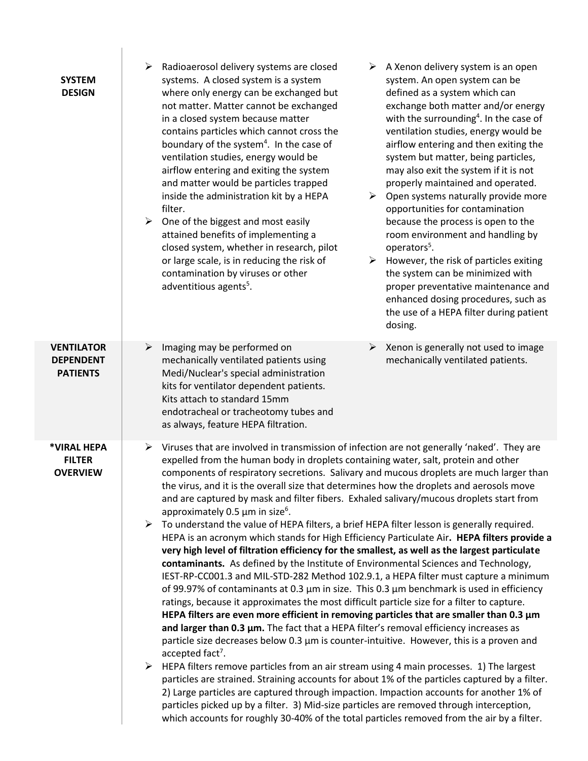| | | |
|---|---|---|
| **SYSTEM DESIGN** | ➢ Radioaerosol delivery systems are closed systems. A closed system is a system where only energy can be exchanged but not matter. Matter cannot be exchanged in a closed system because matter contains particles which cannot cross the boundary of the system[4]. In the case of ventilation studies, energy would be airflow entering and exiting the system and matter would be particles trapped inside the administration kit by a HEPA filter.<br>➢ One of the biggest and most easily attained benefits of implementing a closed system, whether in research, pilot or large scale, is in reducing the risk of contamination by viruses or other adventitious agents[5]. | ➢ A Xenon delivery system is an open system. An open system can be defined as a system which can exchange both matter and/or energy with the surrounding[4]. In the case of ventilation studies, energy would be airflow entering and then exiting the system but matter, being particles, may also exit the system if it is not properly maintained and operated.<br>➢ Open systems naturally provide more opportunities for contamination because the process is open to the room environment and handling by operators[5].<br>➢ However, the risk of particles exiting the system can be minimized with proper preventative maintenance and enhanced dosing procedures, such as the use of a HEPA filter during patient dosing. |
| **VENTILATOR DEPENDENT PATIENTS** | ➢ Imaging may be performed on mechanically ventilated patients using Medi/Nuclear's special administration kits for ventilator dependent patients. Kits attach to standard 15mm endotracheal or tracheotomy tubes and as always, feature HEPA filtration. | ➢ Xenon is generally not used to image mechanically ventilated patients. |

**\*VIRAL HEPA FILTER OVERVIEW**

- ➢ Viruses that are involved in transmission of infection are not generally 'naked'. They are expelled from the human body in droplets containing water, salt, protein and other components of respiratory secretions. Salivary and mucous droplets are much larger than the virus, and it is the overall size that determines how the droplets and aerosols move and are captured by mask and filter fibers. Exhaled salivary/mucous droplets start from approximately 0.5 µm in size[6].
- ➢ To understand the value of HEPA filters, a brief HEPA filter lesson is generally required. HEPA is an acronym which stands for High Efficiency Particulate Air**. HEPA filters provide a very high level of filtration efficiency for the smallest, as well as the largest particulate contaminants.** As defined by the Institute of Environmental Sciences and Technology, IEST-RP-CC001.3 and MIL-STD-282 Method 102.9.1, a HEPA filter must capture a minimum of 99.97% of contaminants at 0.3 µm in size. This 0.3 µm benchmark is used in efficiency ratings, because it approximates the most difficult particle size for a filter to capture. **HEPA filters are even more efficient in removing particles that are smaller than 0.3 µm and larger than 0.3 µm.** The fact that a HEPA filter's removal efficiency increases as particle size decreases below 0.3 µm is counter-intuitive. However, this is a proven and accepted fact[7].
- ➢ HEPA filters remove particles from an air stream using 4 main processes. 1) The largest particles are strained. Straining accounts for about 1% of the particles captured by a filter. 2) Large particles are captured through impaction. Impaction accounts for another 1% of particles picked up by a filter. 3) Mid-size particles are removed through interception, which accounts for roughly 30-40% of the total particles removed from the air by a filter.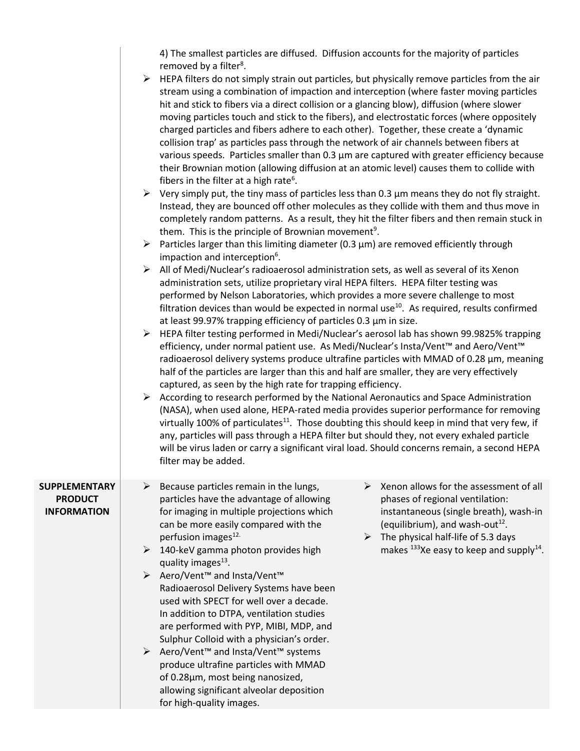4) The smallest particles are diffused. Diffusion accounts for the majority of particles removed by a filter[8].

- HEPA filters do not simply strain out particles, but physically remove particles from the air stream using a combination of impaction and interception (where faster moving particles hit and stick to fibers via a direct collision or a glancing blow), diffusion (where slower moving particles touch and stick to the fibers), and electrostatic forces (where oppositely charged particles and fibers adhere to each other). Together, these create a 'dynamic collision trap' as particles pass through the network of air channels between fibers at various speeds. Particles smaller than 0.3 µm are captured with greater efficiency because their Brownian motion (allowing diffusion at an atomic level) causes them to collide with fibers in the filter at a high rate[6].
- Very simply put, the tiny mass of particles less than 0.3 µm means they do not fly straight. Instead, they are bounced off other molecules as they collide with them and thus move in completely random patterns. As a result, they hit the filter fibers and then remain stuck in them. This is the principle of Brownian movement[9].
- Particles larger than this limiting diameter (0.3 µm) are removed efficiently through impaction and interception[6].
- All of Medi/Nuclear's radioaerosol administration sets, as well as several of its Xenon administration sets, utilize proprietary viral HEPA filters. HEPA filter testing was performed by Nelson Laboratories, which provides a more severe challenge to most filtration devices than would be expected in normal use[10]. As required, results confirmed at least 99.97% trapping efficiency of particles 0.3 µm in size.
- HEPA filter testing performed in Medi/Nuclear's aerosol lab has shown 99.9825% trapping efficiency, under normal patient use. As Medi/Nuclear's Insta/Vent™ and Aero/Vent™ radioaerosol delivery systems produce ultrafine particles with MMAD of 0.28 µm, meaning half of the particles are larger than this and half are smaller, they are very effectively captured, as seen by the high rate for trapping efficiency.
- According to research performed by the National Aeronautics and Space Administration (NASA), when used alone, HEPA-rated media provides superior performance for removing virtually 100% of particulates[11]. Those doubting this should keep in mind that very few, if any, particles will pass through a HEPA filter but should they, not every exhaled particle will be virus laden or carry a significant viral load. Should concerns remain, a second HEPA filter may be added.

**SUPPLEMENTARY PRODUCT INFORMATION**

- Because particles remain in the lungs, particles have the advantage of allowing for imaging in multiple projections which can be more easily compared with the perfusion images[12].
- 140-keV gamma photon provides high quality images[13].
- Aero/Vent™ and Insta/Vent™ Radioaerosol Delivery Systems have been used with SPECT for well over a decade. In addition to DTPA, ventilation studies are performed with PYP, MIBI, MDP, and Sulphur Colloid with a physician's order.
- Aero/Vent™ and Insta/Vent™ systems produce ultrafine particles with MMAD of 0.28µm, most being nanosized, allowing significant alveolar deposition for high-quality images.
- Xenon allows for the assessment of all phases of regional ventilation: instantaneous (single breath), wash-in (equilibrium), and wash-out[12].
- The physical half-life of 5.3 days makes $^{133}$Xe easy to keep and supply[14].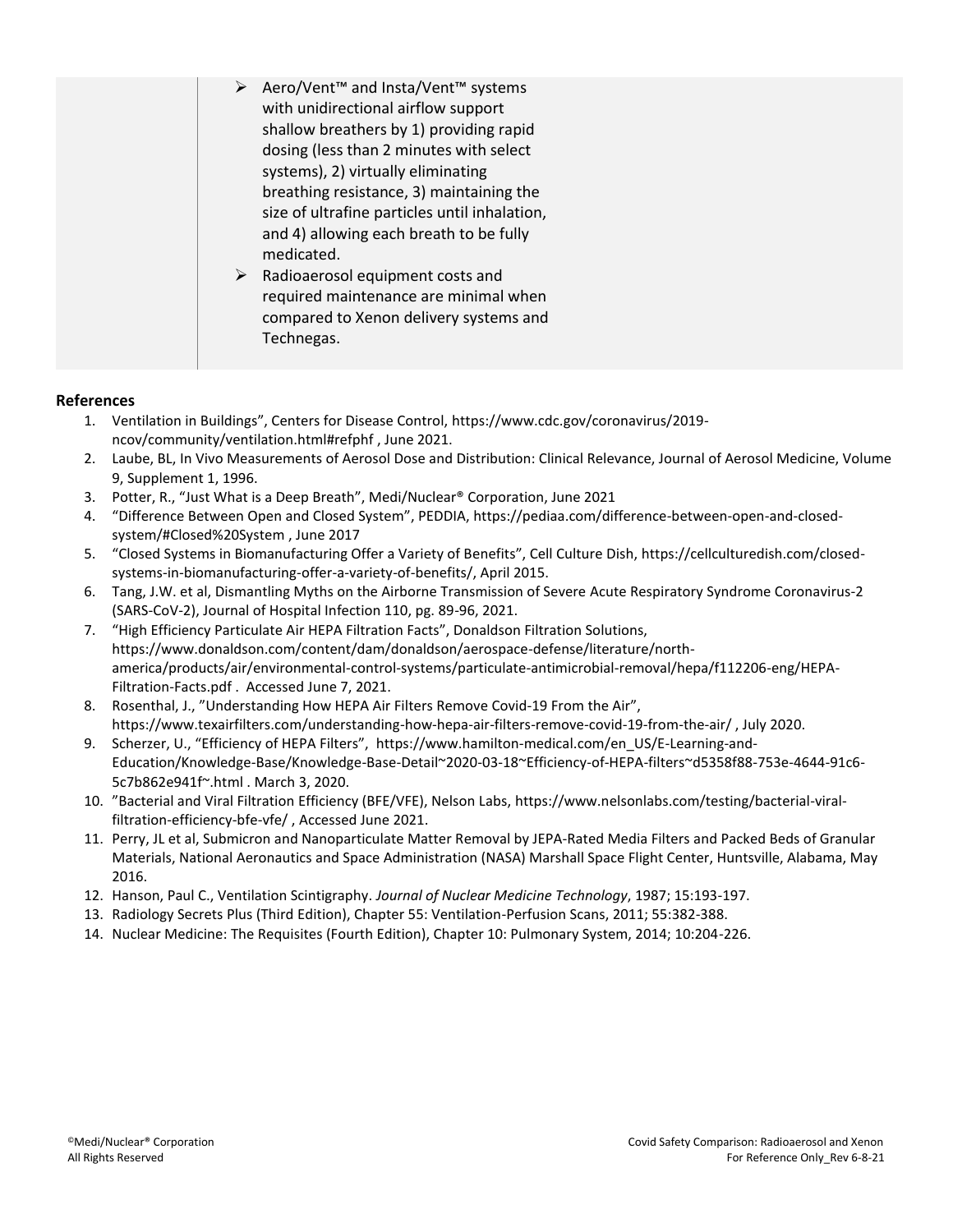| | |
|---|---|
| | - Aero/Vent™ and Insta/Vent™ systems with unidirectional airflow support shallow breathers by 1) providing rapid dosing (less than 2 minutes with select systems), 2) virtually eliminating breathing resistance, 3) maintaining the size of ultrafine particles until inhalation, and 4) allowing each breath to be fully medicated.<br>- Radioaerosol equipment costs and required maintenance are minimal when compared to Xenon delivery systems and Technegas. |

**References**

1. Ventilation in Buildings", Centers for Disease Control, https://www.cdc.gov/coronavirus/2019-ncov/community/ventilation.html#refphf , June 2021.
2. Laube, BL, In Vivo Measurements of Aerosol Dose and Distribution: Clinical Relevance, Journal of Aerosol Medicine, Volume 9, Supplement 1, 1996.
3. Potter, R., "Just What is a Deep Breath", Medi/Nuclear® Corporation, June 2021
4. "Difference Between Open and Closed System", PEDDIA, https://pediaa.com/difference-between-open-and-closed-system/#Closed%20System , June 2017
5. "Closed Systems in Biomanufacturing Offer a Variety of Benefits", Cell Culture Dish, https://cellculturedish.com/closed-systems-in-biomanufacturing-offer-a-variety-of-benefits/, April 2015.
6. Tang, J.W. et al, Dismantling Myths on the Airborne Transmission of Severe Acute Respiratory Syndrome Coronavirus-2 (SARS-CoV-2), Journal of Hospital Infection 110, pg. 89-96, 2021.
7. "High Efficiency Particulate Air HEPA Filtration Facts", Donaldson Filtration Solutions, https://www.donaldson.com/content/dam/donaldson/aerospace-defense/literature/north-america/products/air/environmental-control-systems/particulate-antimicrobial-removal/hepa/f112206-eng/HEPA-Filtration-Facts.pdf . Accessed June 7, 2021.
8. Rosenthal, J., "Understanding How HEPA Air Filters Remove Covid-19 From the Air", https://www.texairfilters.com/understanding-how-hepa-air-filters-remove-covid-19-from-the-air/ , July 2020.
9. Scherzer, U., "Efficiency of HEPA Filters", https://www.hamilton-medical.com/en_US/E-Learning-and-Education/Knowledge-Base/Knowledge-Base-Detail~2020-03-18~Efficiency-of-HEPA-filters~d5358f88-753e-4644-91c6-5c7b862e941f~.html . March 3, 2020.
10. "Bacterial and Viral Filtration Efficiency (BFE/VFE), Nelson Labs, https://www.nelsonlabs.com/testing/bacterial-viral-filtration-efficiency-bfe-vfe/ , Accessed June 2021.
11. Perry, JL et al, Submicron and Nanoparticulate Matter Removal by JEPA-Rated Media Filters and Packed Beds of Granular Materials, National Aeronautics and Space Administration (NASA) Marshall Space Flight Center, Huntsville, Alabama, May 2016.
12. Hanson, Paul C., Ventilation Scintigraphy. *Journal of Nuclear Medicine Technology*, 1987; 15:193-197.
13. Radiology Secrets Plus (Third Edition), Chapter 55: Ventilation-Perfusion Scans, 2011; 55:382-388.
14. Nuclear Medicine: The Requisites (Fourth Edition), Chapter 10: Pulmonary System, 2014; 10:204-226.